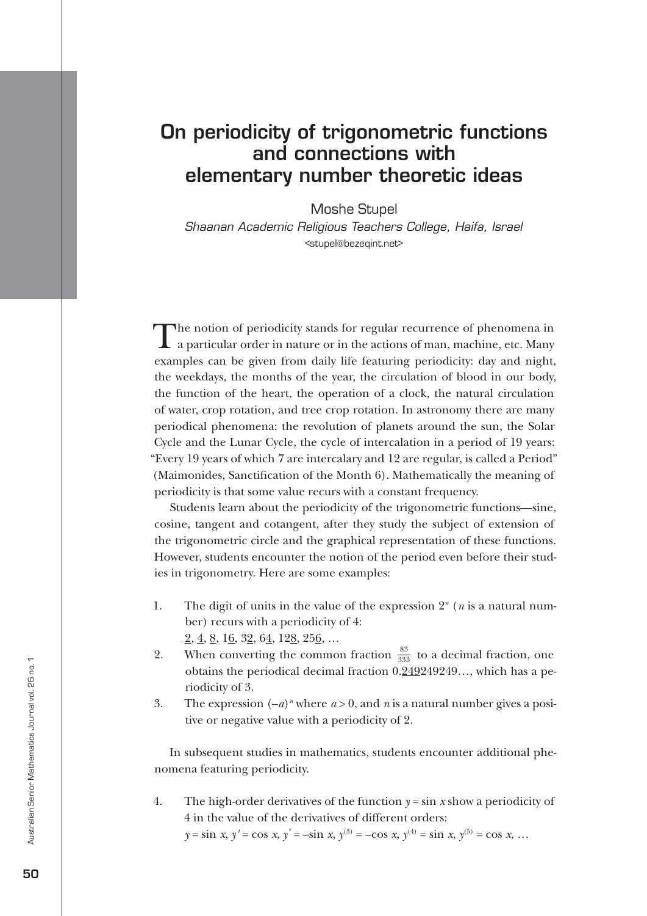# On periodicity of trigonometric functions and connections with elementary number theoretic ideas

Moshe Stupel

*Shaanan Academic Religious Teachers College, Haifa, Israel*

<stupel@bezeqint.net>

The notion of periodicity stands for regular recurrence of phenomena in a particular order in nature or in the actions of man, machine, etc. Many examples can be given from daily life featuring periodicity: day and night, the weekdays, the months of the year, the circulation of blood in our body, the function of the heart, the operation of a clock, the natural circulation of water, crop rotation, and tree crop rotation. In astronomy there are many periodical phenomena: the revolution of planets around the sun, the Solar Cycle and the Lunar Cycle, the cycle of intercalation in a period of 19 years: "Every 19 years of which 7 are intercalary and 12 are regular, is called a Period" (Maimonides, Sanctification of the Month 6). Mathematically the meaning of periodicity is that some value recurs with a constant frequency.

Students learn about the periodicity of the trigonometric functions—sine, cosine, tangent and cotangent, after they study the subject of extension of the trigonometric circle and the graphical representation of these functions. However, students encounter the notion of the period even before their studies in trigonometry. Here are some examples:

1. The digit of units in the value of the expression $2^n$ ($n$ is a natural number) recurs with a periodicity of 4:
   $\underline{2}, \underline{4}, \underline{8}, 1\underline{6}, 3\underline{2}, 6\underline{4}, 12\underline{8}, 25\underline{6}, \ldots$
2. When converting the common fraction $\frac{83}{333}$ to a decimal fraction, one obtains the periodical decimal fraction $0.\underline{249}249249\ldots$, which has a periodicity of 3.
3. The expression $(-a)^n$ where $a > 0$, and $n$ is a natural number gives a positive or negative value with a periodicity of 2.

In subsequent studies in mathematics, students encounter additional phenomena featuring periodicity.

4. The high-order derivatives of the function $y = \sin x$ show a periodicity of 4 in the value of the derivatives of different orders:
   $y = \sin x$, $y' = \cos x$, $y'' = -\sin x$, $y^{(3)} = -\cos x$, $y^{(4)} = \sin x$, $y^{(5)} = \cos x$, $\ldots$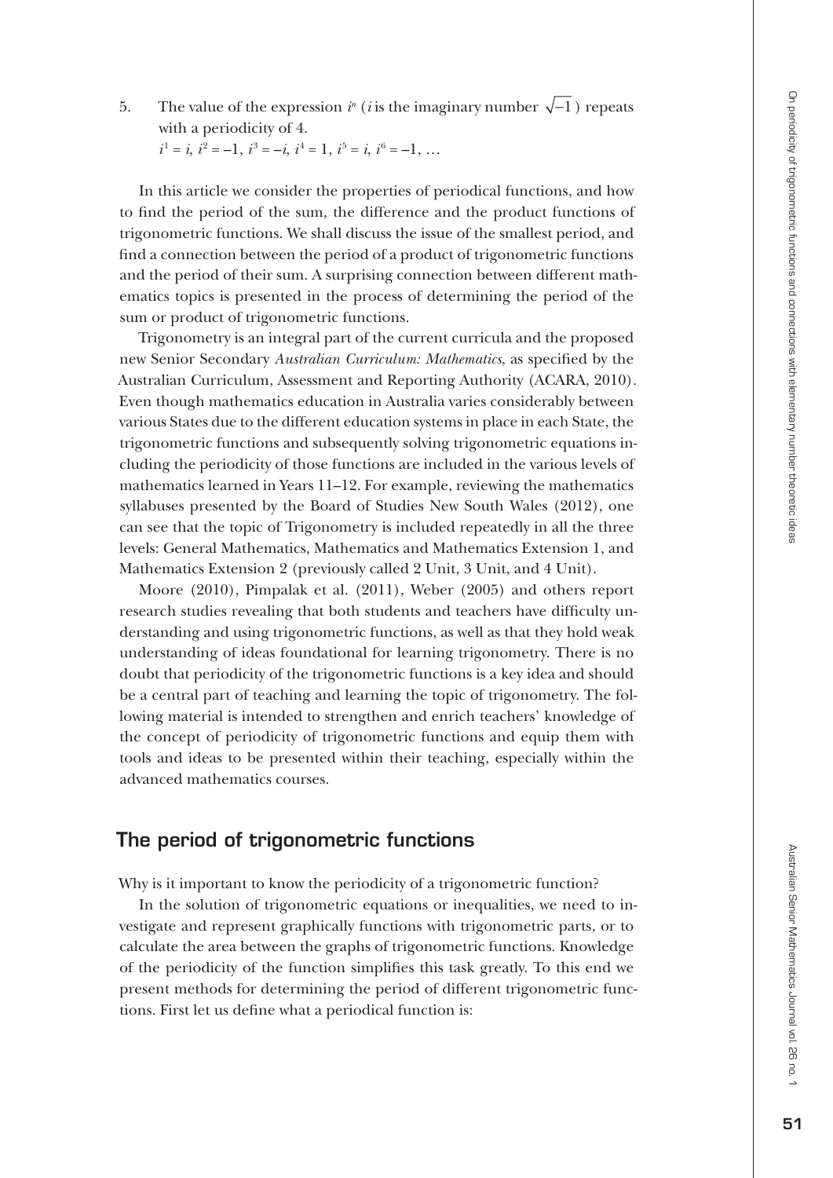5. The value of the expression $i^n$ ($i$ is the imaginary number $\sqrt{-1}$) repeats with a periodicity of 4.
   $i^1 = i$, $i^2 = -1$, $i^3 = -i$, $i^4 = 1$, $i^5 = i$, $i^6 = -1$, …

In this article we consider the properties of periodical functions, and how to find the period of the sum, the difference and the product functions of trigonometric functions. We shall discuss the issue of the smallest period, and find a connection between the period of a product of trigonometric functions and the period of their sum. A surprising connection between different mathematics topics is presented in the process of determining the period of the sum or product of trigonometric functions.

Trigonometry is an integral part of the current curricula and the proposed new Senior Secondary *Australian Curriculum: Mathematics*, as specified by the Australian Curriculum, Assessment and Reporting Authority (ACARA, 2010). Even though mathematics education in Australia varies considerably between various States due to the different education systems in place in each State, the trigonometric functions and subsequently solving trigonometric equations including the periodicity of those functions are included in the various levels of mathematics learned in Years 11–12. For example, reviewing the mathematics syllabuses presented by the Board of Studies New South Wales (2012), one can see that the topic of Trigonometry is included repeatedly in all the three levels: General Mathematics, Mathematics and Mathematics Extension 1, and Mathematics Extension 2 (previously called 2 Unit, 3 Unit, and 4 Unit).

Moore (2010), Pimpalak et al. (2011), Weber (2005) and others report research studies revealing that both students and teachers have difficulty understanding and using trigonometric functions, as well as that they hold weak understanding of ideas foundational for learning trigonometry. There is no doubt that periodicity of the trigonometric functions is a key idea and should be a central part of teaching and learning the topic of trigonometry. The following material is intended to strengthen and enrich teachers' knowledge of the concept of periodicity of trigonometric functions and equip them with tools and ideas to be presented within their teaching, especially within the advanced mathematics courses.

## The period of trigonometric functions

Why is it important to know the periodicity of a trigonometric function?

In the solution of trigonometric equations or inequalities, we need to investigate and represent graphically functions with trigonometric parts, or to calculate the area between the graphs of trigonometric functions. Knowledge of the periodicity of the function simplifies this task greatly. To this end we present methods for determining the period of different trigonometric functions. First let us define what a periodical function is: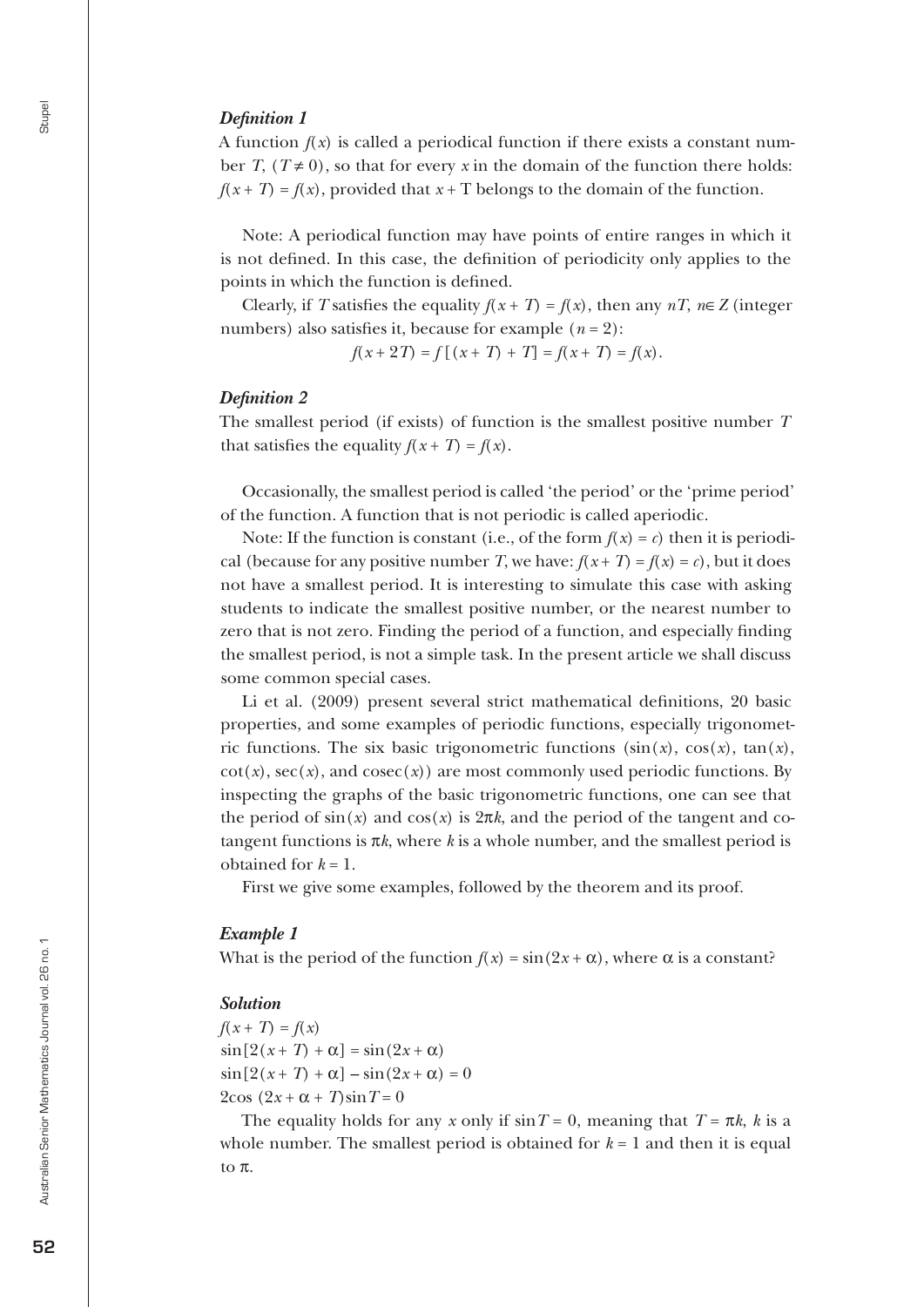### *Definition 1*

A function $f(x)$ is called a periodical function if there exists a constant number $T$, $(T \neq 0)$, so that for every $x$ in the domain of the function there holds: $f(x + T) = f(x)$, provided that $x + \mathrm{T}$ belongs to the domain of the function.

Note: A periodical function may have points of entire ranges in which it is not defined. In this case, the definition of periodicity only applies to the points in which the function is defined.

Clearly, if $T$ satisfies the equality $f(x + T) = f(x)$, then any $nT$, $n \in Z$ (integer numbers) also satisfies it, because for example $(n = 2)$:

$$f(x + 2T) = f[(x + T) + T] = f(x + T) = f(x).$$

### *Definition 2*

The smallest period (if exists) of function is the smallest positive number $T$ that satisfies the equality $f(x + T) = f(x)$.

Occasionally, the smallest period is called 'the period' or the 'prime period' of the function. A function that is not periodic is called aperiodic.

Note: If the function is constant (i.e., of the form $f(x) = c$) then it is periodical (because for any positive number $T$, we have: $f(x + T) = f(x) = c$), but it does not have a smallest period. It is interesting to simulate this case with asking students to indicate the smallest positive number, or the nearest number to zero that is not zero. Finding the period of a function, and especially finding the smallest period, is not a simple task. In the present article we shall discuss some common special cases.

Li et al. (2009) present several strict mathematical definitions, 20 basic properties, and some examples of periodic functions, especially trigonometric functions. The six basic trigonometric functions ($\sin(x)$, $\cos(x)$, $\tan(x)$, $\cot(x)$, $\sec(x)$, and $\mathrm{cosec}(x)$) are most commonly used periodic functions. By inspecting the graphs of the basic trigonometric functions, one can see that the period of $\sin(x)$ and $\cos(x)$ is $2\pi k$, and the period of the tangent and cotangent functions is $\pi k$, where $k$ is a whole number, and the smallest period is obtained for $k = 1$.

First we give some examples, followed by the theorem and its proof.

### *Example 1*

What is the period of the function $f(x) = \sin(2x + \alpha)$, where $\alpha$ is a constant?

### *Solution*

$f(x + T) = f(x)$

$\sin[2(x + T) + \alpha] = \sin(2x + \alpha)$

$\sin[2(x + T) + \alpha] - \sin(2x + \alpha) = 0$

$2\cos(2x + \alpha + T)\sin T = 0$

The equality holds for any $x$ only if $\sin T = 0$, meaning that $T = \pi k$, $k$ is a whole number. The smallest period is obtained for $k = 1$ and then it is equal to $\pi$.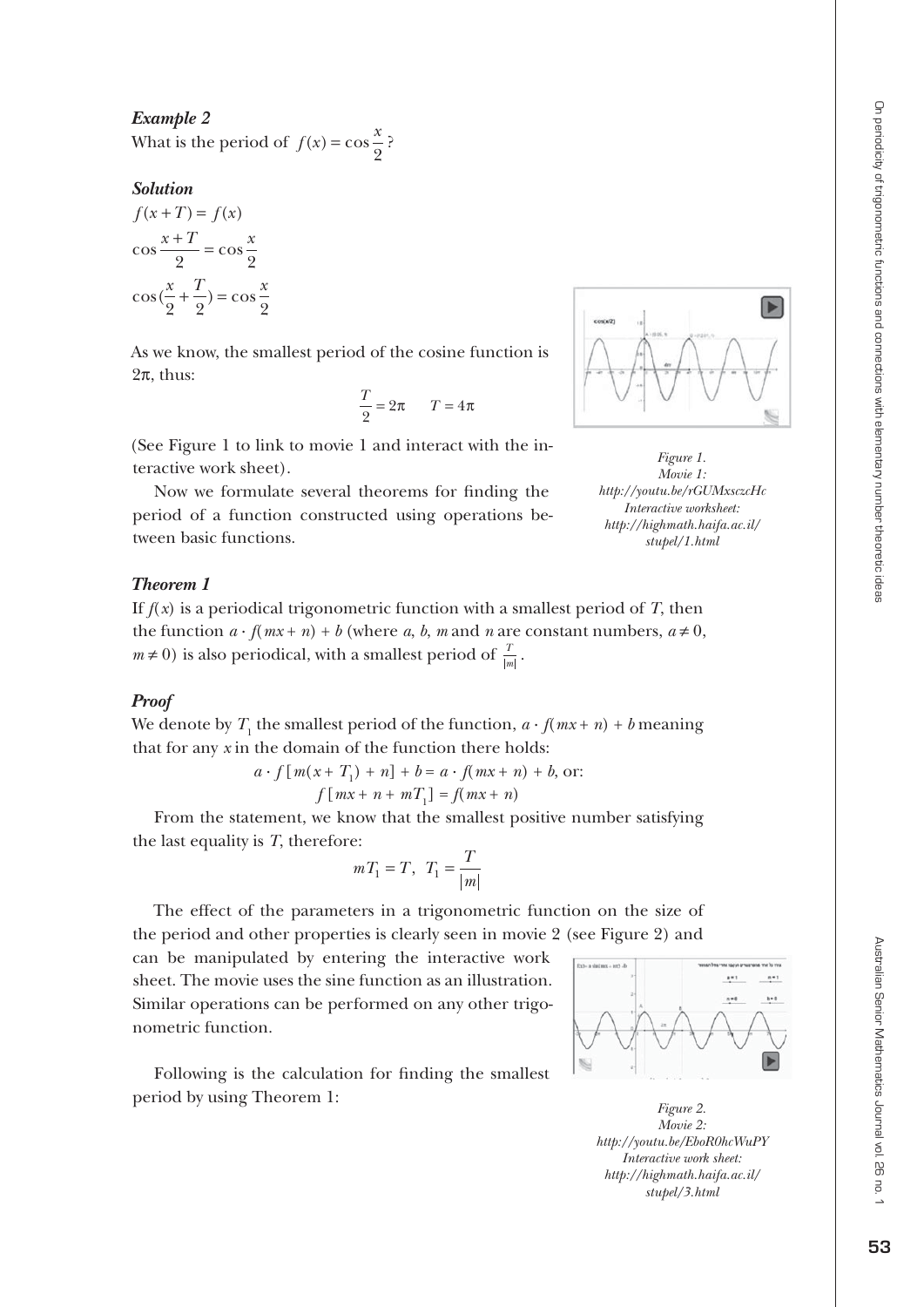***Example 2***

What is the period of $f(x) = \cos\frac{x}{2}$?

***Solution***

$$f(x+T) = f(x)$$

$$\cos\frac{x+T}{2} = \cos\frac{x}{2}$$

$$\cos(\frac{x}{2} + \frac{T}{2}) = \cos\frac{x}{2}$$

As we know, the smallest period of the cosine function is $2\pi$, thus:

$$\frac{T}{2} = 2\pi \qquad T = 4\pi$$

(See Figure 1 to link to movie 1 and interact with the interactive work sheet).

Now we formulate several theorems for finding the period of a function constructed using operations between basic functions.

*Figure 1.*
*Movie 1:*
*http://youtu.be/rGUMxsczcHc*
*Interactive worksheet:*
*http://highmath.haifa.ac.il/stupel/1.html*

***Theorem 1***

If $f(x)$ is a periodical trigonometric function with a smallest period of $T$, then the function $a \cdot f(mx+n) + b$ (where $a$, $b$, $m$ and $n$ are constant numbers, $a \neq 0$, $m \neq 0$) is also periodical, with a smallest period of $\frac{T}{|m|}$.

***Proof***

We denote by $T_1$ the smallest period of the function, $a \cdot f(mx+n) + b$ meaning that for any $x$ in the domain of the function there holds:

$$a \cdot f[m(x+T_1) + n] + b = a \cdot f(mx+n) + b, \text{ or:}$$

$$f[mx + n + mT_1] = f(mx+n)$$

From the statement, we know that the smallest positive number satisfying the last equality is $T$, therefore:

$$mT_1 = T, \;\; T_1 = \frac{T}{|m|}$$

The effect of the parameters in a trigonometric function on the size of the period and other properties is clearly seen in movie 2 (see Figure 2) and can be manipulated by entering the interactive work sheet. The movie uses the sine function as an illustration. Similar operations can be performed on any other trigonometric function.

Following is the calculation for finding the smallest period by using Theorem 1:

*Figure 2.*
*Movie 2:*
*http://youtu.be/EboR0hcWuPY*
*Interactive work sheet:*
*http://highmath.haifa.ac.il/stupel/3.html*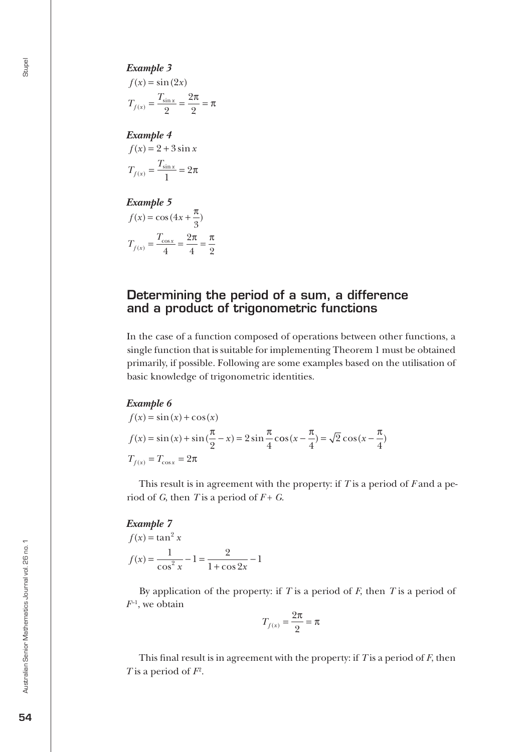***Example 3***

$$f(x) = \sin(2x)$$

$$T_{f(x)} = \frac{T_{\sin x}}{2} = \frac{2\pi}{2} = \pi$$

***Example 4***

$$f(x) = 2 + 3\sin x$$

$$T_{f(x)} = \frac{T_{\sin x}}{1} = 2\pi$$

***Example 5***

$$f(x) = \cos(4x + \frac{\pi}{3})$$

$$T_{f(x)} = \frac{T_{\cos x}}{4} = \frac{2\pi}{4} = \frac{\pi}{2}$$

## Determining the period of a sum, a difference and a product of trigonometric functions

In the case of a function composed of operations between other functions, a single function that is suitable for implementing Theorem 1 must be obtained primarily, if possible. Following are some examples based on the utilisation of basic knowledge of trigonometric identities.

***Example 6***

$$f(x) = \sin(x) + \cos(x)$$

$$f(x) = \sin(x) + \sin(\frac{\pi}{2} - x) = 2\sin\frac{\pi}{4}\cos(x - \frac{\pi}{4}) = \sqrt{2}\cos(x - \frac{\pi}{4})$$

$$T_{f(x)} = T_{\cos x} = 2\pi$$

This result is in agreement with the property: if $T$ is a period of $F$ and a period of $G$, then $T$ is a period of $F + G$.

***Example 7***

$$f(x) = \tan^2 x$$

$$f(x) = \frac{1}{\cos^2 x} - 1 = \frac{2}{1 + \cos 2x} - 1$$

By application of the property: if $T$ is a period of $F$, then $T$ is a period of $F^{-1}$, we obtain

$$T_{f(x)} = \frac{2\pi}{2} = \pi$$

This final result is in agreement with the property: if $T$ is a period of $F$, then $T$ is a period of $F^2$.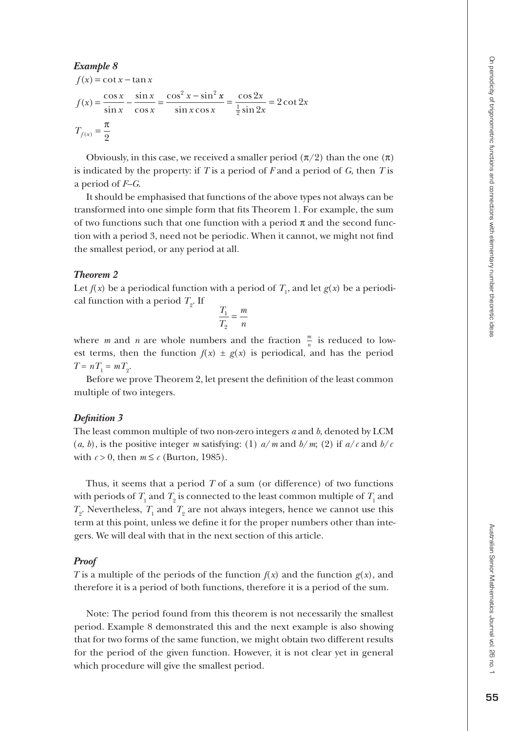### *Example 8*

$$f(x) = \cot x - \tan x$$

$$f(x) = \frac{\cos x}{\sin x} - \frac{\sin x}{\cos x} = \frac{\cos^2 x - \sin^2 x}{\sin x \cos x} = \frac{\cos 2x}{\frac{1}{2}\sin 2x} = 2\cot 2x$$

$$T_{f(x)} = \frac{\pi}{2}$$

Obviously, in this case, we received a smaller period ($\pi/2$) than the one ($\pi$) is indicated by the property: if $T$ is a period of $F$ and a period of $G$, then $T$ is a period of $F$–$G$.

It should be emphasised that functions of the above types not always can be transformed into one simple form that fits Theorem 1. For example, the sum of two functions such that one function with a period $\pi$ and the second function with a period 3, need not be periodic. When it cannot, we might not find the smallest period, or any period at all.

### *Theorem 2*

Let $f(x)$ be a periodical function with a period of $T_1$, and let $g(x)$ be a periodical function with a period $T_2$. If

$$\frac{T_1}{T_2} = \frac{m}{n}$$

where $m$ and $n$ are whole numbers and the fraction $\frac{m}{n}$ is reduced to lowest terms, then the function $f(x) \pm g(x)$ is periodical, and has the period $T = nT_1 = mT_2$.

Before we prove Theorem 2, let present the definition of the least common multiple of two integers.

### *Definition 3*

The least common multiple of two non-zero integers $a$ and $b$, denoted by LCM $(a, b)$, is the positive integer $m$ satisfying: (1) $a/m$ and $b/m$; (2) if $a/c$ and $b/c$ with $c > 0$, then $m \leq c$ (Burton, 1985).

Thus, it seems that a period $T$ of a sum (or difference) of two functions with periods of $T_1$ and $T_2$ is connected to the least common multiple of $T_1$ and $T_2$. Nevertheless, $T_1$ and $T_2$ are not always integers, hence we cannot use this term at this point, unless we define it for the proper numbers other than integers. We will deal with that in the next section of this article.

### *Proof*

$T$ is a multiple of the periods of the function $f(x)$ and the function $g(x)$, and therefore it is a period of both functions, therefore it is a period of the sum.

Note: The period found from this theorem is not necessarily the smallest period. Example 8 demonstrated this and the next example is also showing that for two forms of the same function, we might obtain two different results for the period of the given function. However, it is not clear yet in general which procedure will give the smallest period.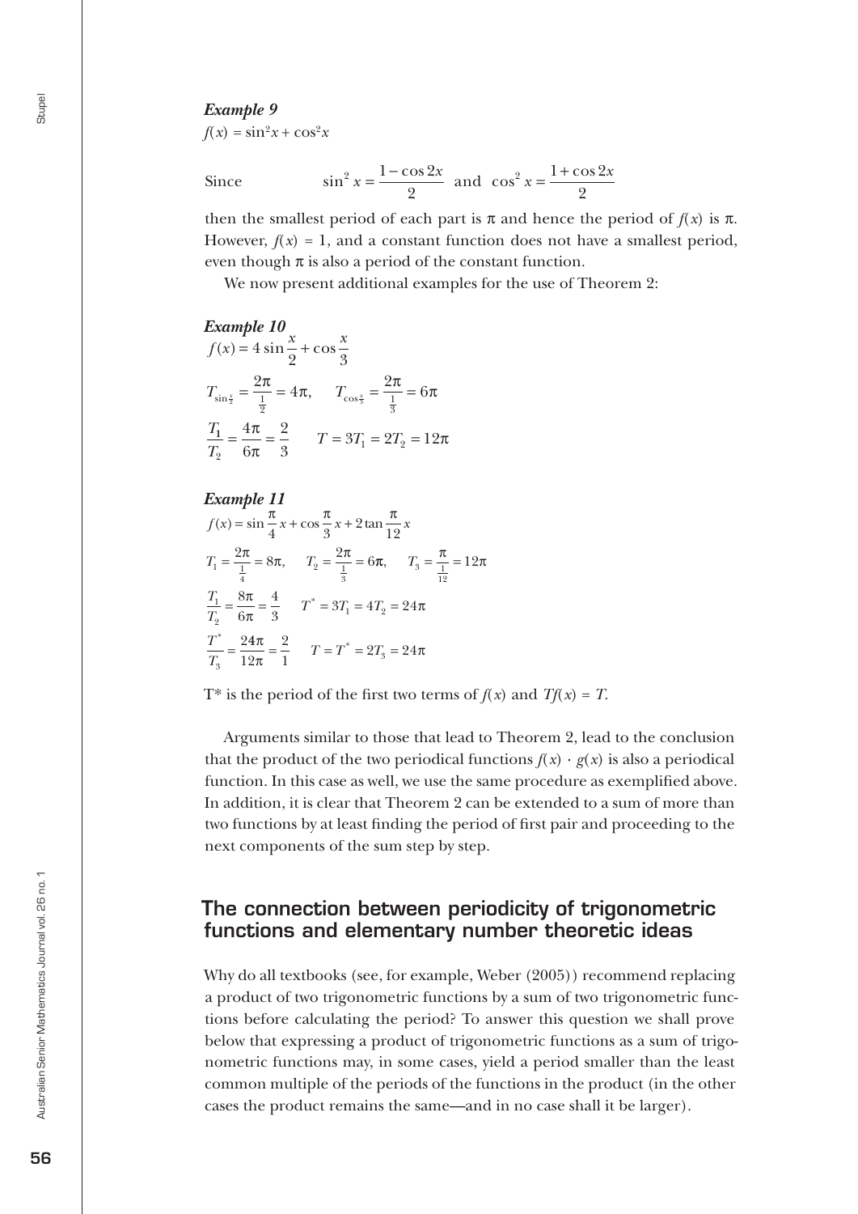***Example 9***

$f(x) = \sin^2 x + \cos^2 x$

Since $$\sin^2 x = \frac{1-\cos 2x}{2} \text{ and } \cos^2 x = \frac{1+\cos 2x}{2}$$

then the smallest period of each part is $\pi$ and hence the period of $f(x)$ is $\pi$. However, $f(x) = 1$, and a constant function does not have a smallest period, even though $\pi$ is also a period of the constant function.

We now present additional examples for the use of Theorem 2:

***Example 10***

$$f(x) = 4\sin\frac{x}{2} + \cos\frac{x}{3}$$

$$T_{\sin\frac{x}{2}} = \frac{2\pi}{\frac{1}{2}} = 4\pi, \qquad T_{\cos\frac{x}{3}} = \frac{2\pi}{\frac{1}{3}} = 6\pi$$

$$\frac{T_1}{T_2} = \frac{4\pi}{6\pi} = \frac{2}{3} \qquad T = 3T_1 = 2T_2 = 12\pi$$

***Example 11***

$$f(x) = \sin\frac{\pi}{4}x + \cos\frac{\pi}{3}x + 2\tan\frac{\pi}{12}x$$

$$T_1 = \frac{2\pi}{\frac{1}{4}} = 8\pi, \qquad T_2 = \frac{2\pi}{\frac{1}{3}} = 6\pi, \qquad T_3 = \frac{\pi}{\frac{1}{12}} = 12\pi$$

$$\frac{T_1}{T_2} = \frac{8\pi}{6\pi} = \frac{4}{3} \qquad T^* = 3T_1 = 4T_2 = 24\pi$$

$$\frac{T^*}{T_3} = \frac{24\pi}{12\pi} = \frac{2}{1} \qquad T = T^* = 2T_3 = 24\pi$$

$T^*$ is the period of the first two terms of $f(x)$ and $Tf(x) = T$.

Arguments similar to those that lead to Theorem 2, lead to the conclusion that the product of the two periodical functions $f(x) \cdot g(x)$ is also a periodical function. In this case as well, we use the same procedure as exemplified above. In addition, it is clear that Theorem 2 can be extended to a sum of more than two functions by at least finding the period of first pair and proceeding to the next components of the sum step by step.

## The connection between periodicity of trigonometric functions and elementary number theoretic ideas

Why do all textbooks (see, for example, Weber (2005)) recommend replacing a product of two trigonometric functions by a sum of two trigonometric functions before calculating the period? To answer this question we shall prove below that expressing a product of trigonometric functions as a sum of trigonometric functions may, in some cases, yield a period smaller than the least common multiple of the periods of the functions in the product (in the other cases the product remains the same—and in no case shall it be larger).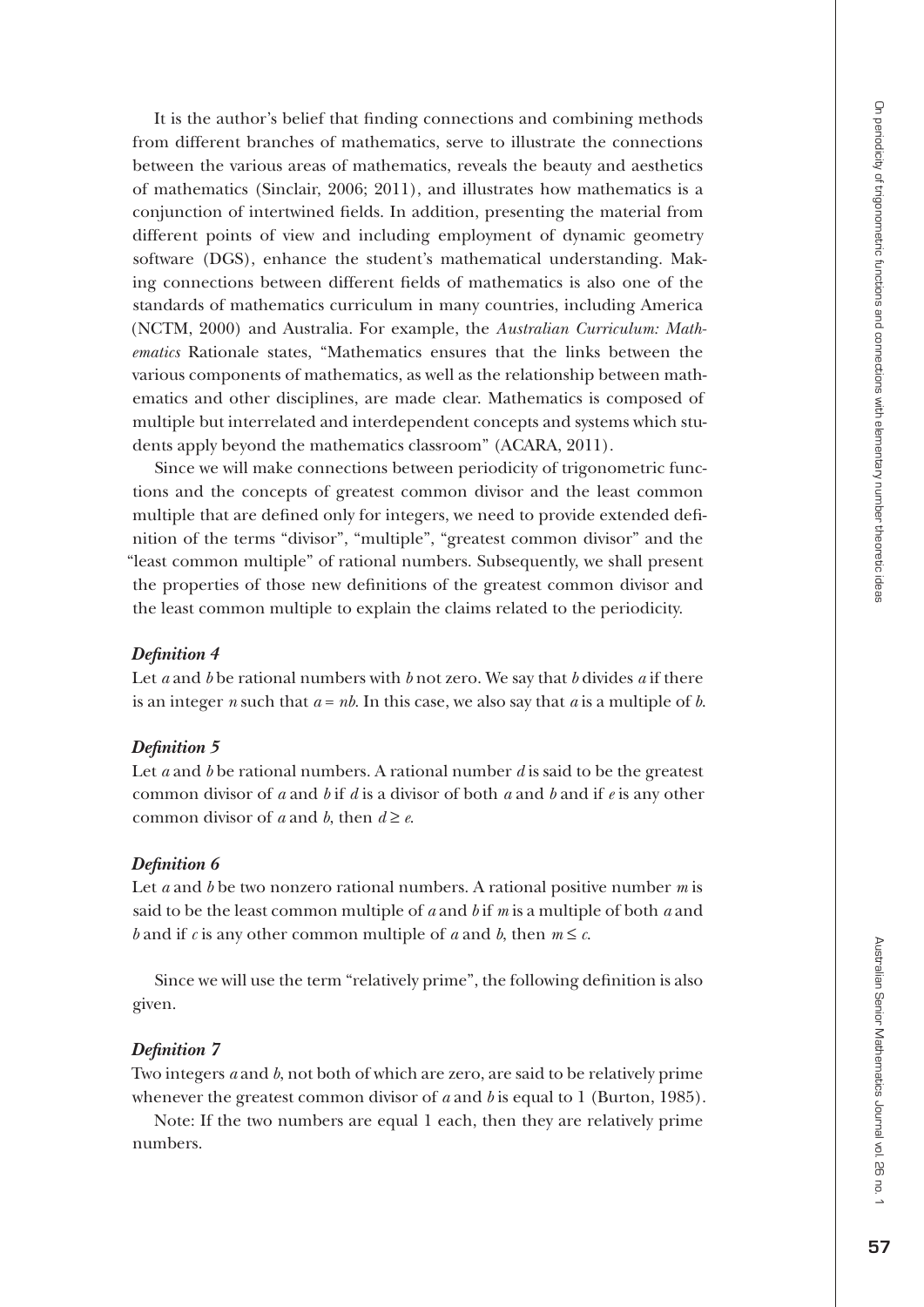It is the author's belief that finding connections and combining methods from different branches of mathematics, serve to illustrate the connections between the various areas of mathematics, reveals the beauty and aesthetics of mathematics (Sinclair, 2006; 2011), and illustrates how mathematics is a conjunction of intertwined fields. In addition, presenting the material from different points of view and including employment of dynamic geometry software (DGS), enhance the student's mathematical understanding. Making connections between different fields of mathematics is also one of the standards of mathematics curriculum in many countries, including America (NCTM, 2000) and Australia. For example, the *Australian Curriculum: Mathematics* Rationale states, "Mathematics ensures that the links between the various components of mathematics, as well as the relationship between mathematics and other disciplines, are made clear. Mathematics is composed of multiple but interrelated and interdependent concepts and systems which students apply beyond the mathematics classroom" (ACARA, 2011).

Since we will make connections between periodicity of trigonometric functions and the concepts of greatest common divisor and the least common multiple that are defined only for integers, we need to provide extended definition of the terms "divisor", "multiple", "greatest common divisor" and the "least common multiple" of rational numbers. Subsequently, we shall present the properties of those new definitions of the greatest common divisor and the least common multiple to explain the claims related to the periodicity.

***Definition 4***

Let $a$ and $b$ be rational numbers with $b$ not zero. We say that $b$ divides $a$ if there is an integer $n$ such that $a = nb$. In this case, we also say that $a$ is a multiple of $b$.

***Definition 5***

Let $a$ and $b$ be rational numbers. A rational number $d$ is said to be the greatest common divisor of $a$ and $b$ if $d$ is a divisor of both $a$ and $b$ and if $e$ is any other common divisor of $a$ and $b$, then $d \geq e$.

***Definition 6***

Let $a$ and $b$ be two nonzero rational numbers. A rational positive number $m$ is said to be the least common multiple of $a$ and $b$ if $m$ is a multiple of both $a$ and $b$ and if $c$ is any other common multiple of $a$ and $b$, then $m \leq c$.

Since we will use the term "relatively prime", the following definition is also given.

***Definition 7***

Two integers $a$ and $b$, not both of which are zero, are said to be relatively prime whenever the greatest common divisor of $a$ and $b$ is equal to 1 (Burton, 1985).

Note: If the two numbers are equal 1 each, then they are relatively prime numbers.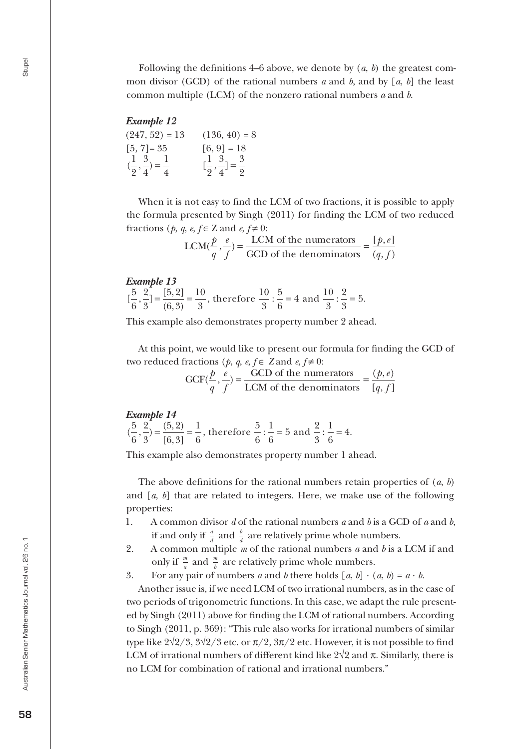Following the definitions 4–6 above, we denote by $(a, b)$ the greatest common divisor (GCD) of the rational numbers $a$ and $b$, and by $[a, b]$ the least common multiple (LCM) of the nonzero rational numbers $a$ and $b$.

***Example 12***

$(247, 52) = 13 \qquad (136, 40) = 8$

$[5, 7] = 35 \qquad [6, 9] = 18$

$(\frac{1}{2}, \frac{3}{4}) = \frac{1}{4} \qquad [\frac{1}{2}, \frac{3}{4}] = \frac{3}{2}$

When it is not easy to find the LCM of two fractions, it is possible to apply the formula presented by Singh (2011) for finding the LCM of two reduced fractions ($p, q, e, f \in \mathbb{Z}$ and $e, f \neq 0$:

$$\text{LCM}(\frac{p}{q}, \frac{e}{f}) = \frac{\text{LCM of the numerators}}{\text{GCD of the denominators}} = \frac{[p, e]}{(q, f)}$$

***Example 13***

$[\frac{5}{6}, \frac{2}{3}] = \frac{[5,2]}{(6,3)} = \frac{10}{3}$, therefore $\frac{10}{3} : \frac{5}{6} = 4$ and $\frac{10}{3} : \frac{2}{3} = 5$.

This example also demonstrates property number 2 ahead.

At this point, we would like to present our formula for finding the GCD of two reduced fractions ($p, q, e, f \in Z$ and $e, f \neq 0$:

$$\text{GCF}(\frac{p}{q}, \frac{e}{f}) = \frac{\text{GCD of the numerators}}{\text{LCM of the denominators}} = \frac{(p, e)}{[q, f]}$$

***Example 14***

$(\frac{5}{6}, \frac{2}{3}) = \frac{(5,2)}{[6,3]} = \frac{1}{6}$, therefore $\frac{5}{6} : \frac{1}{6} = 5$ and $\frac{2}{3} : \frac{1}{6} = 4$.

This example also demonstrates property number 1 ahead.

The above definitions for the rational numbers retain properties of $(a, b)$ and $[a, b]$ that are related to integers. Here, we make use of the following properties:

1. A common divisor $d$ of the rational numbers $a$ and $b$ is a GCD of $a$ and $b$, if and only if $\frac{a}{d}$ and $\frac{b}{d}$ are relatively prime whole numbers.
2. A common multiple $m$ of the rational numbers $a$ and $b$ is a LCM if and only if $\frac{m}{a}$ and $\frac{m}{b}$ are relatively prime whole numbers.
3. For any pair of numbers $a$ and $b$ there holds $[a, b] \cdot (a, b) = a \cdot b$.

Another issue is, if we need LCM of two irrational numbers, as in the case of two periods of trigonometric functions. In this case, we adapt the rule presented by Singh (2011) above for finding the LCM of rational numbers. According to Singh (2011, p. 369): "This rule also works for irrational numbers of similar type like $2\sqrt{2}/3$, $3\sqrt{2}/3$ etc. or $\pi/2$, $3\pi/2$ etc. However, it is not possible to find LCM of irrational numbers of different kind like $2\sqrt{2}$ and $\pi$. Similarly, there is no LCM for combination of rational and irrational numbers."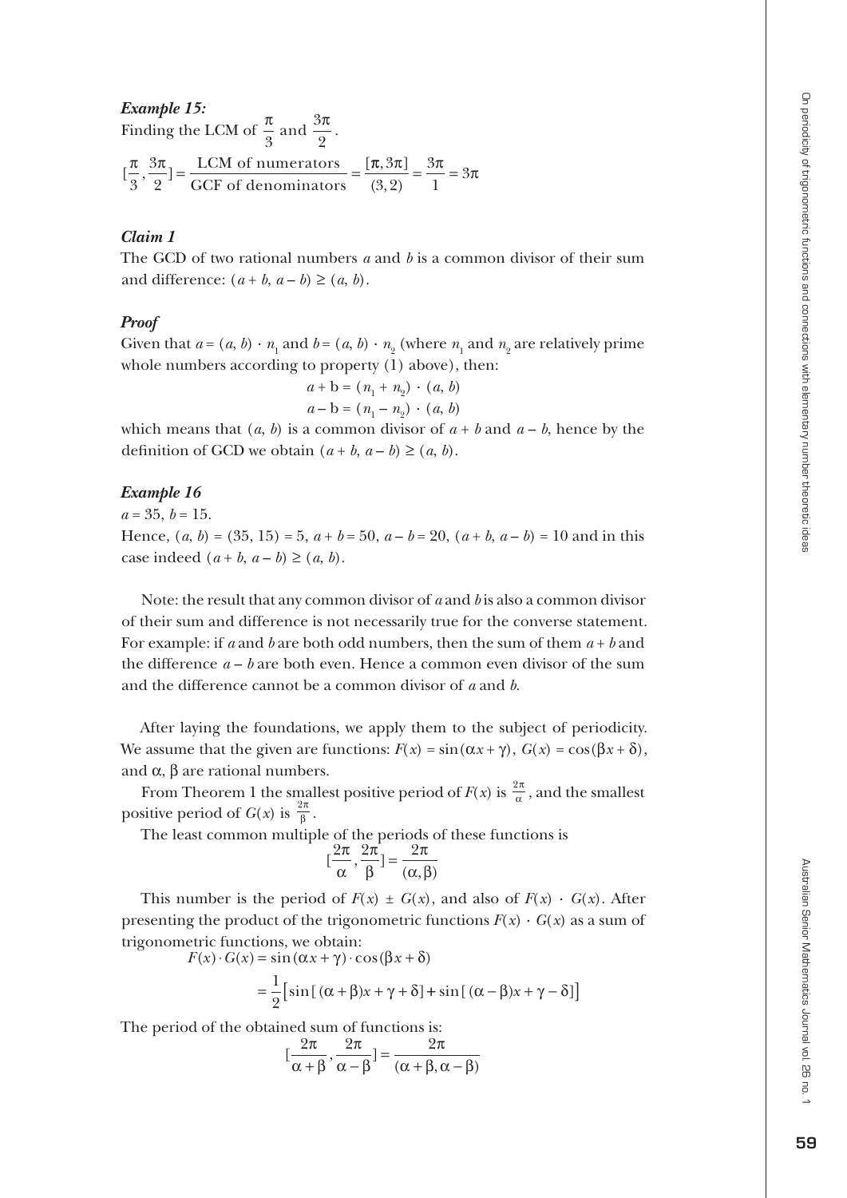***Example 15:***

Finding the LCM of $\frac{\pi}{3}$ and $\frac{3\pi}{2}$.

$$[\frac{\pi}{3}, \frac{3\pi}{2}] = \frac{\text{LCM of numerators}}{\text{GCF of denominators}} = \frac{[\pi, 3\pi]}{(3,2)} = \frac{3\pi}{1} = 3\pi$$

***Claim 1***

The GCD of two rational numbers $a$ and $b$ is a common divisor of their sum and difference: $(a + b,\, a - b) \geq (a, b)$.

***Proof***

Given that $a = (a, b) \cdot n_1$ and $b = (a, b) \cdot n_2$ (where $n_1$ and $n_2$ are relatively prime whole numbers according to property (1) above), then:

$$a + \mathrm{b} = (n_1 + n_2) \cdot (a, b)$$
$$a - \mathrm{b} = (n_1 - n_2) \cdot (a, b)$$

which means that $(a, b)$ is a common divisor of $a + b$ and $a - b$, hence by the definition of GCD we obtain $(a + b,\, a - b) \geq (a, b)$.

***Example 16***

$a = 35$, $b = 15$.

Hence, $(a, b) = (35, 15) = 5$, $a + b = 50$, $a - b = 20$, $(a + b,\, a - b) = 10$ and in this case indeed $(a + b,\, a - b) \geq (a, b)$.

Note: the result that any common divisor of $a$ and $b$ is also a common divisor of their sum and difference is not necessarily true for the converse statement. For example: if $a$ and $b$ are both odd numbers, then the sum of them $a + b$ and the difference $a - b$ are both even. Hence a common even divisor of the sum and the difference cannot be a common divisor of $a$ and $b$.

After laying the foundations, we apply them to the subject of periodicity. We assume that the given are functions: $F(x) = \sin(\alpha x + \gamma)$, $G(x) = \cos(\beta x + \delta)$, and $\alpha$, $\beta$ are rational numbers.

From Theorem 1 the smallest positive period of $F(x)$ is $\frac{2\pi}{\alpha}$, and the smallest positive period of $G(x)$ is $\frac{2\pi}{\beta}$.

The least common multiple of the periods of these functions is

$$[\frac{2\pi}{\alpha}, \frac{2\pi}{\beta}] = \frac{2\pi}{(\alpha, \beta)}$$

This number is the period of $F(x) \pm G(x)$, and also of $F(x) \cdot G(x)$. After presenting the product of the trigonometric functions $F(x) \cdot G(x)$ as a sum of trigonometric functions, we obtain:

$$F(x) \cdot G(x) = \sin(\alpha x + \gamma) \cdot \cos(\beta x + \delta)$$
$$= \frac{1}{2}\left[\sin[(\alpha + \beta)x + \gamma + \delta] + \sin[(\alpha - \beta)x + \gamma - \delta]\right]$$

The period of the obtained sum of functions is:

$$[\frac{2\pi}{\alpha + \beta}, \frac{2\pi}{\alpha - \beta}] = \frac{2\pi}{(\alpha + \beta, \alpha - \beta)}$$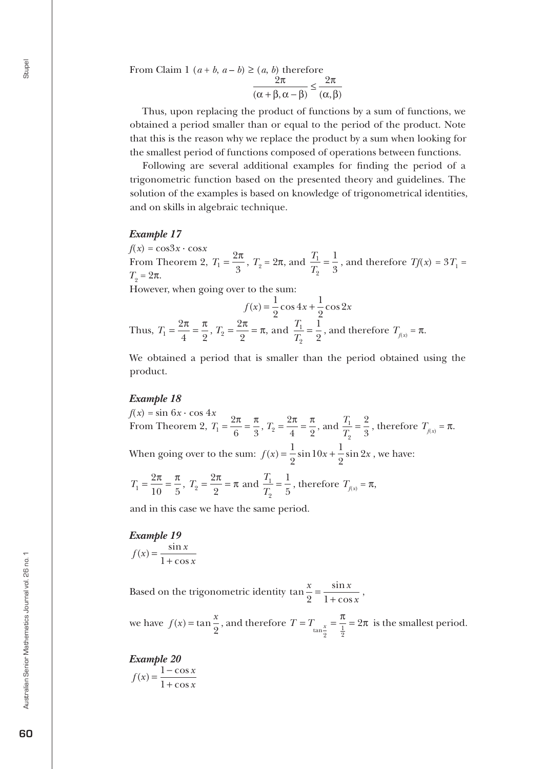From Claim 1 $(a + b, a - b) \geq (a, b)$ therefore

$$\frac{2\pi}{(\alpha+\beta, \alpha-\beta)} \leq \frac{2\pi}{(\alpha, \beta)}$$

Thus, upon replacing the product of functions by a sum of functions, we obtained a period smaller than or equal to the period of the product. Note that this is the reason why we replace the product by a sum when looking for the smallest period of functions composed of operations between functions.

Following are several additional examples for finding the period of a trigonometric function based on the presented theory and guidelines. The solution of the examples is based on knowledge of trigonometrical identities, and on skills in algebraic technique.

### *Example 17*

$f(x) = \cos 3x \cdot \cos x$

From Theorem 2, $T_1 = \frac{2\pi}{3}$, $T_2 = 2\pi$, and $\frac{T_1}{T_2} = \frac{1}{3}$, and therefore $Tf(x) = 3T_1 = T_2 = 2\pi$.

However, when going over to the sum:

$$f(x) = \frac{1}{2}\cos 4x + \frac{1}{2}\cos 2x$$

Thus, $T_1 = \frac{2\pi}{4} = \frac{\pi}{2}$, $T_2 = \frac{2\pi}{2} = \pi$, and $\frac{T_1}{T_2} = \frac{1}{2}$, and therefore $T_{f(x)} = \pi$.

We obtained a period that is smaller than the period obtained using the product.

### *Example 18*

$f(x) = \sin 6x \cdot \cos 4x$

From Theorem 2, $T_1 = \frac{2\pi}{6} = \frac{\pi}{3}$, $T_2 = \frac{2\pi}{4} = \frac{\pi}{2}$, and $\frac{T_1}{T_2} = \frac{2}{3}$, therefore $T_{f(x)} = \pi$.

When going over to the sum: $f(x) = \frac{1}{2}\sin 10x + \frac{1}{2}\sin 2x$, we have:

$T_1 = \frac{2\pi}{10} = \frac{\pi}{5}$, $T_2 = \frac{2\pi}{2} = \pi$ and $\frac{T_1}{T_2} = \frac{1}{5}$, therefore $T_{f(x)} = \pi$,

and in this case we have the same period.

### *Example 19*

$$f(x) = \frac{\sin x}{1 + \cos x}$$

Based on the trigonometric identity $\tan\frac{x}{2} = \frac{\sin x}{1 + \cos x}$,

we have $f(x) = \tan\frac{x}{2}$, and therefore $T = T_{\tan\frac{x}{2}} = \frac{\pi}{\frac{1}{2}} = 2\pi$ is the smallest period.

### *Example 20*

$$f(x) = \frac{1 - \cos x}{1 + \cos x}$$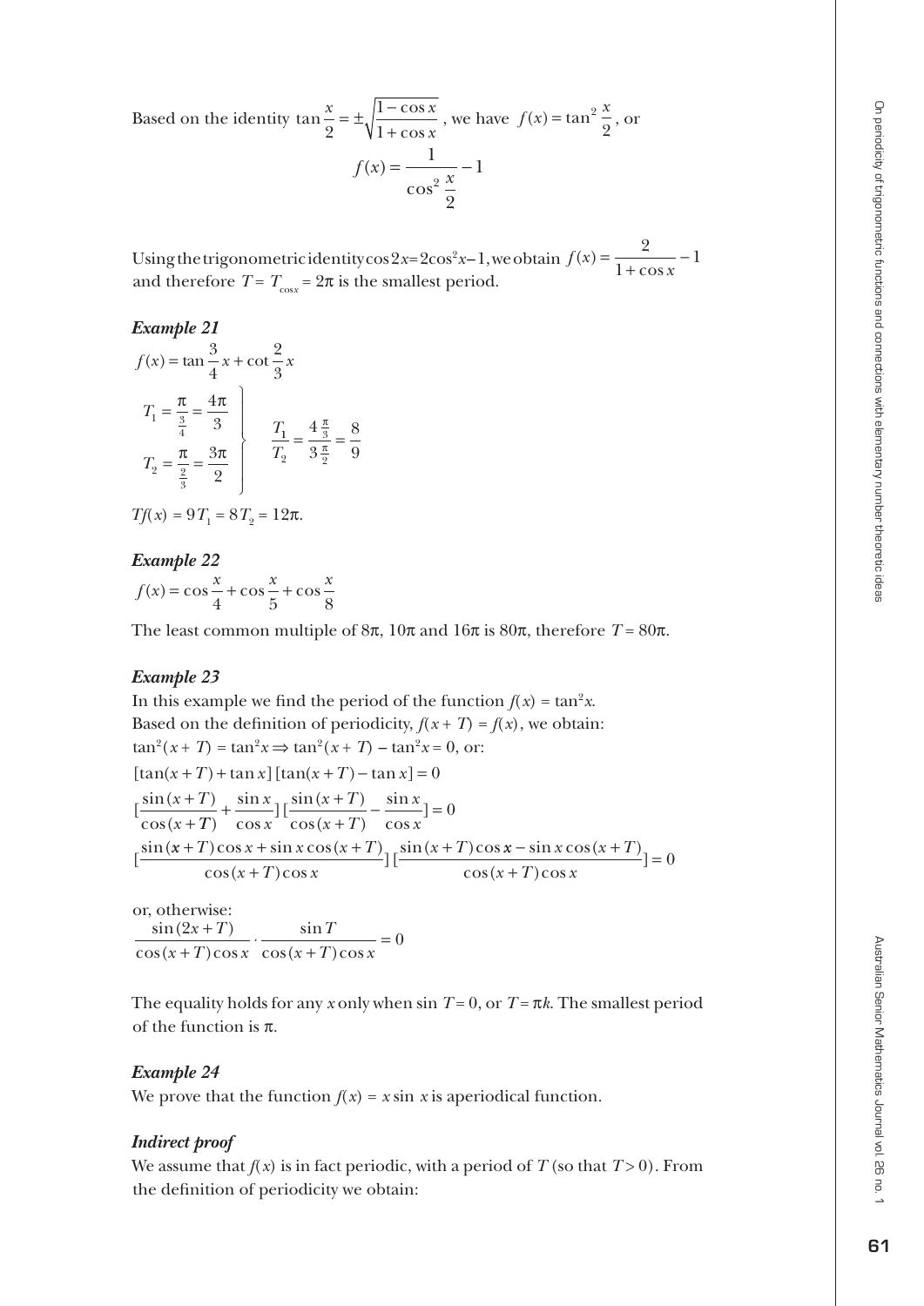Based on the identity $\tan\frac{x}{2} = \pm\sqrt{\frac{1-\cos x}{1+\cos x}}$, we have $f(x) = \tan^2\frac{x}{2}$, or

$$f(x) = \frac{1}{\cos^2\frac{x}{2}} - 1$$

Using the trigonometric identity $\cos 2x = 2\cos^2 x - 1$, we obtain $f(x) = \frac{2}{1+\cos x} - 1$ and therefore $T = T_{\cos x} = 2\pi$ is the smallest period.

### *Example 21*

$$f(x) = \tan\frac{3}{4}x + \cot\frac{2}{3}x$$

$$\left.\begin{array}{l} T_1 = \frac{\pi}{\frac{3}{4}} = \frac{4\pi}{3} \\ T_2 = \frac{\pi}{\frac{2}{3}} = \frac{3\pi}{2} \end{array}\right\} \quad \frac{T_1}{T_2} = \frac{4\frac{\pi}{3}}{3\frac{\pi}{2}} = \frac{8}{9}$$

$Tf(x) = 9T_1 = 8T_2 = 12\pi$.

### *Example 22*

$$f(x) = \cos\frac{x}{4} + \cos\frac{x}{5} + \cos\frac{x}{8}$$

The least common multiple of $8\pi$, $10\pi$ and $16\pi$ is $80\pi$, therefore $T = 80\pi$.

### *Example 23*

In this example we find the period of the function $f(x) = \tan^2 x$.

Based on the definition of periodicity, $f(x + T) = f(x)$, we obtain:

$\tan^2(x + T) = \tan^2 x \Rightarrow \tan^2(x + T) - \tan^2 x = 0$, or:

$$[\tan(x+T) + \tan x]\,[\tan(x+T) - \tan x] = 0$$

$$\left[\frac{\sin(x+T)}{\cos(x+T)} + \frac{\sin x}{\cos x}\right]\left[\frac{\sin(x+T)}{\cos(x+T)} - \frac{\sin x}{\cos x}\right] = 0$$

$$\left[\frac{\sin(x+T)\cos x + \sin x\cos(x+T)}{\cos(x+T)\cos x}\right]\left[\frac{\sin(x+T)\cos x - \sin x\cos(x+T)}{\cos(x+T)\cos x}\right] = 0$$

or, otherwise:

$$\frac{\sin(2x+T)}{\cos(x+T)\cos x} \cdot \frac{\sin T}{\cos(x+T)\cos x} = 0$$

The equality holds for any $x$ only when $\sin T = 0$, or $T = \pi k$. The smallest period of the function is $\pi$.

### *Example 24*

We prove that the function $f(x) = x\sin x$ is aperiodical function.

### *Indirect proof*

We assume that $f(x)$ is in fact periodic, with a period of $T$ (so that $T > 0$). From the definition of periodicity we obtain: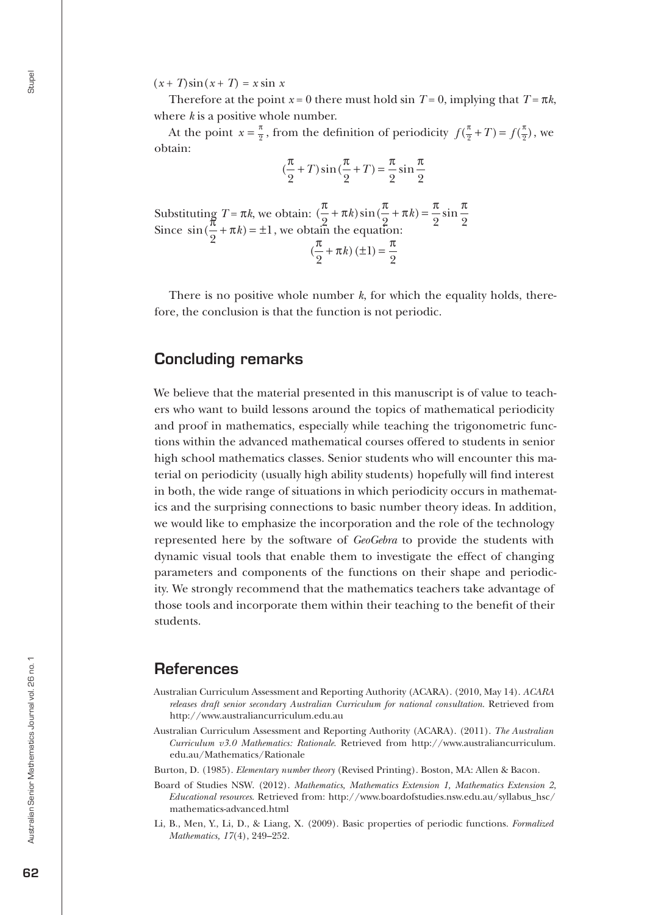$(x + T)\sin(x + T) = x \sin x$

Therefore at the point $x = 0$ there must hold $\sin T = 0$, implying that $T = \pi k$, where $k$ is a positive whole number.

At the point $x = \frac{\pi}{2}$, from the definition of periodicity $f(\frac{\pi}{2} + T) = f(\frac{\pi}{2})$, we obtain:

$$(\frac{\pi}{2} + T)\sin(\frac{\pi}{2} + T) = \frac{\pi}{2}\sin\frac{\pi}{2}$$

Substituting $T = \pi k$, we obtain: $(\frac{\pi}{2} + \pi k)\sin(\frac{\pi}{2} + \pi k) = \frac{\pi}{2}\sin\frac{\pi}{2}$

Since $\sin(\frac{\pi}{2} + \pi k) = \pm 1$, we obtain the equation:

$$(\frac{\pi}{2} + \pi k)(\pm 1) = \frac{\pi}{2}$$

There is no positive whole number $k$, for which the equality holds, therefore, the conclusion is that the function is not periodic.

## Concluding remarks

We believe that the material presented in this manuscript is of value to teachers who want to build lessons around the topics of mathematical periodicity and proof in mathematics, especially while teaching the trigonometric functions within the advanced mathematical courses offered to students in senior high school mathematics classes. Senior students who will encounter this material on periodicity (usually high ability students) hopefully will find interest in both, the wide range of situations in which periodicity occurs in mathematics and the surprising connections to basic number theory ideas. In addition, we would like to emphasize the incorporation and the role of the technology represented here by the software of *GeoGebra* to provide the students with dynamic visual tools that enable them to investigate the effect of changing parameters and components of the functions on their shape and periodicity. We strongly recommend that the mathematics teachers take advantage of those tools and incorporate them within their teaching to the benefit of their students.

## References

Australian Curriculum Assessment and Reporting Authority (ACARA). (2010, May 14). *ACARA releases draft senior secondary Australian Curriculum for national consultation*. Retrieved from http://www.australiancurriculum.edu.au

Australian Curriculum Assessment and Reporting Authority (ACARA). (2011). *The Australian Curriculum v3.0 Mathematics: Rationale*. Retrieved from http://www.australiancurriculum.edu.au/Mathematics/Rationale

Burton, D. (1985). *Elementary number theory* (Revised Printing). Boston, MA: Allen & Bacon.

Board of Studies NSW. (2012). *Mathematics, Mathematics Extension 1, Mathematics Extension 2, Educational resources*. Retrieved from: http://www.boardofstudies.nsw.edu.au/syllabus_hsc/mathematics-advanced.html

Li, B., Men, Y., Li, D., & Liang, X. (2009). Basic properties of periodic functions. *Formalized Mathematics, 17*(4), 249–252.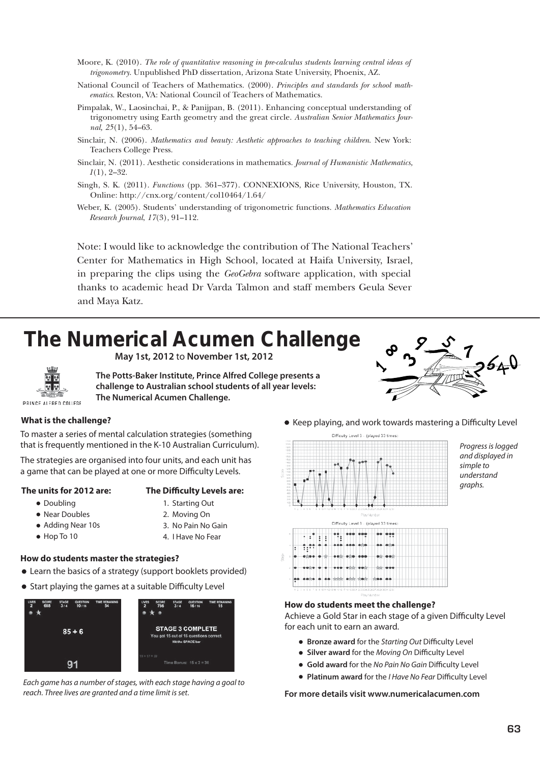Moore, K. (2010). *The role of quantitative reasoning in pre-calculus students learning central ideas of trigonometry*. Unpublished PhD dissertation, Arizona State University, Phoenix, AZ.

National Council of Teachers of Mathematics. (2000). *Principles and standards for school mathematics*. Reston, VA: National Council of Teachers of Mathematics.

Pimpalak, W., Laosinchai, P., & Panijpan, B. (2011). Enhancing conceptual understanding of trigonometry using Earth geometry and the great circle. *Australian Senior Mathematics Journal, 25*(1), 54–63.

Sinclair, N. (2006). *Mathematics and beauty: Aesthetic approaches to teaching children*. New York: Teachers College Press.

Sinclair, N. (2011). Aesthetic considerations in mathematics. *Journal of Humanistic Mathematics, 1*(1), 2–32.

Singh, S. K. (2011). *Functions* (pp. 361–377). CONNEXIONS, Rice University, Houston, TX. Online: http://cnx.org/content/col10464/1.64/

Weber, K. (2005). Students' understanding of trigonometric functions. *Mathematics Education Research Journal, 17*(3), 91–112.

Note: I would like to acknowledge the contribution of The National Teachers' Center for Mathematics in High School, located at Haifa University, Israel, in preparing the clips using the *GeoGebra* software application, with special thanks to academic head Dr Varda Talmon and staff members Geula Sever and Maya Katz.

# The Numerical Acumen Challenge

**May 1st, 2012** to **November 1st, 2012**

PRINCE ALFRED COLLEGE

**The Potts-Baker Institute, Prince Alfred College presents a challenge to Australian school students of all year levels: The Numerical Acumen Challenge.**

### What is the challenge?

To master a series of mental calculation strategies (something that is frequently mentioned in the K-10 Australian Curriculum).

The strategies are organised into four units, and each unit has a game that can be played at one or more Difficulty Levels.

**The units for 2012 are:**

- Doubling
- Near Doubles
- Adding Near 10s
- Hop To 10

**The Difficulty Levels are:**

1. Starting Out
2. Moving On
3. No Pain No Gain
4. I Have No Fear

### How do students master the strategies?

- Learn the basics of a strategy (support booklets provided)
- Start playing the games at a suitable Difficulty Level

LIVES 2 SCORE 688 STAGE 3/4 QUESTION 10/16 TIME REMAINING 54

85 + 6

91

LIVES 2 SCORE 796 STAGE 3/4 QUESTION 16/16 TIME REMAINING 15

STAGE 3 COMPLETE

You got 15 out of 16 questions correct.

Hit the SPACE bar

Time Bonus: 15 x 2 = 30

*Each game has a number of stages, with each stage having a goal to reach. Three lives are granted and a time limit is set.*

- Keep playing, and work towards mastering a Difficulty Level

Difficulty Level 3 - (played 33 times)

Score

Play Number

Difficulty Level 3 - (played 33 times)

Stage

Play Number

*Progress is logged and displayed in simple to understand graphs.*

### How do students meet the challenge?

Achieve a Gold Star in each stage of a given Difficulty Level for each unit to earn an award.

- **Bronze award** for the *Starting Out* Difficulty Level
- **Silver award** for the *Moving On* Difficulty Level
- **Gold award** for the *No Pain No Gain* Difficulty Level
- **Platinum award** for the *I Have No Fear* Difficulty Level

**For more details visit www.numericalacumen.com**